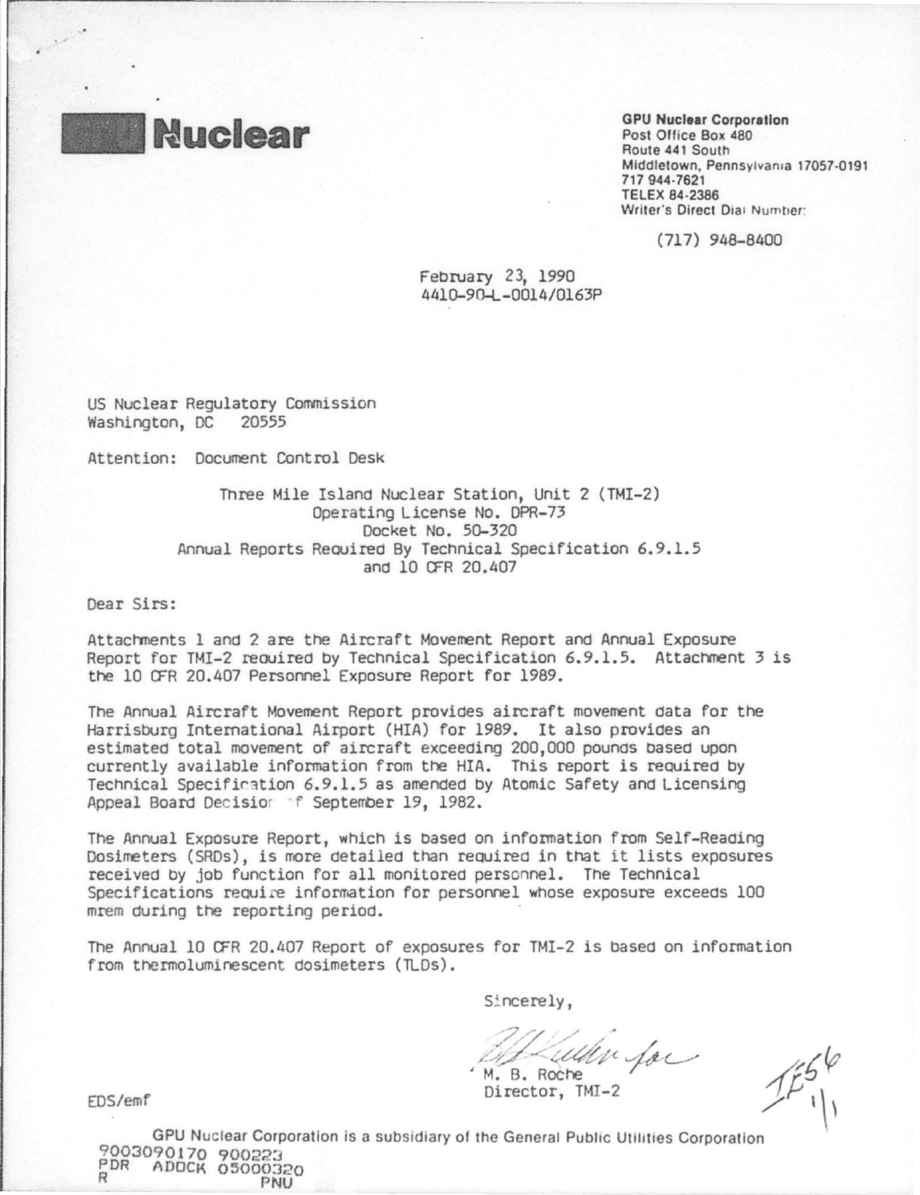**Nuclear**

**GPU Nuclear Corporation**
Post Office Box 480
Route 441 South
Middletown, Pennsylvania 17057-0191
717 944-7621
TELEX 84-2386
Writer's Direct Dial Number:

(717) 948-8400

February 23, 1990
4410-90-L-0014/0163P

US Nuclear Regulatory Commission
Washington, DC 20555

Attention: Document Control Desk

Three Mile Island Nuclear Station, Unit 2 (TMI-2)
Operating License No. DPR-73
Docket No. 50-320
Annual Reports Required By Technical Specification 6.9.1.5
and 10 CFR 20.407

Dear Sirs:

Attachments 1 and 2 are the Aircraft Movement Report and Annual Exposure Report for TMI-2 required by Technical Specification 6.9.1.5. Attachment 3 is the 10 CFR 20.407 Personnel Exposure Report for 1989.

The Annual Aircraft Movement Report provides aircraft movement data for the Harrisburg International Airport (HIA) for 1989. It also provides an estimated total movement of aircraft exceeding 200,000 pounds based upon currently available information from the HIA. This report is required by Technical Specification 6.9.1.5 as amended by Atomic Safety and Licensing Appeal Board Decision of September 19, 1982.

The Annual Exposure Report, which is based on information from Self-Reading Dosimeters (SRDs), is more detailed than required in that it lists exposures received by job function for all monitored personnel. The Technical Specifications require information for personnel whose exposure exceeds 100 mrem during the reporting period.

The Annual 10 CFR 20.407 Report of exposures for TMI-2 is based on information from thermoluminescent dosimeters (TLDs).

Sincerely,

M. B. Roche
Director, TMI-2

EDS/emf

GPU Nuclear Corporation is a subsidiary of the General Public Utilities Corporation

9003090170 900223
PDR ADOCK 05000320
R PNU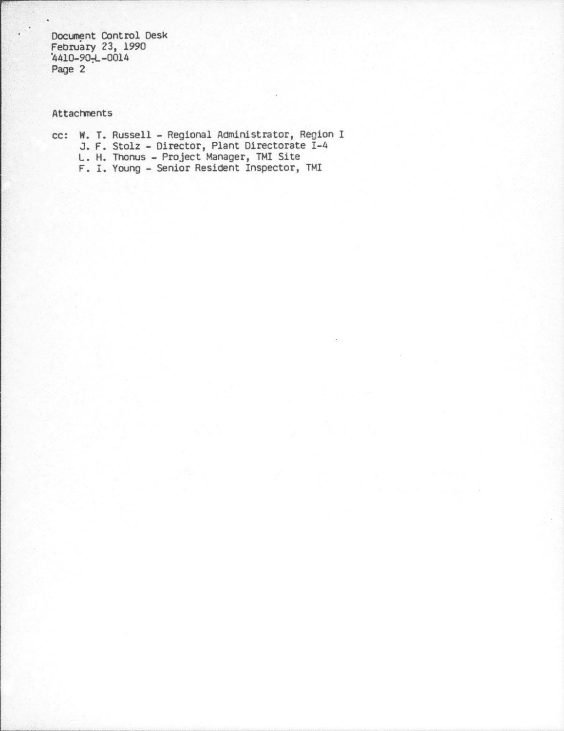Document Control Desk
February 23, 1990
4410-90-L-0014

Attachments

cc: W. T. Russell - Regional Administrator, Region I
J. F. Stolz - Director, Plant Directorate I-4
L. H. Thonus - Project Manager, TMI Site
F. I. Young - Senior Resident Inspector, TMI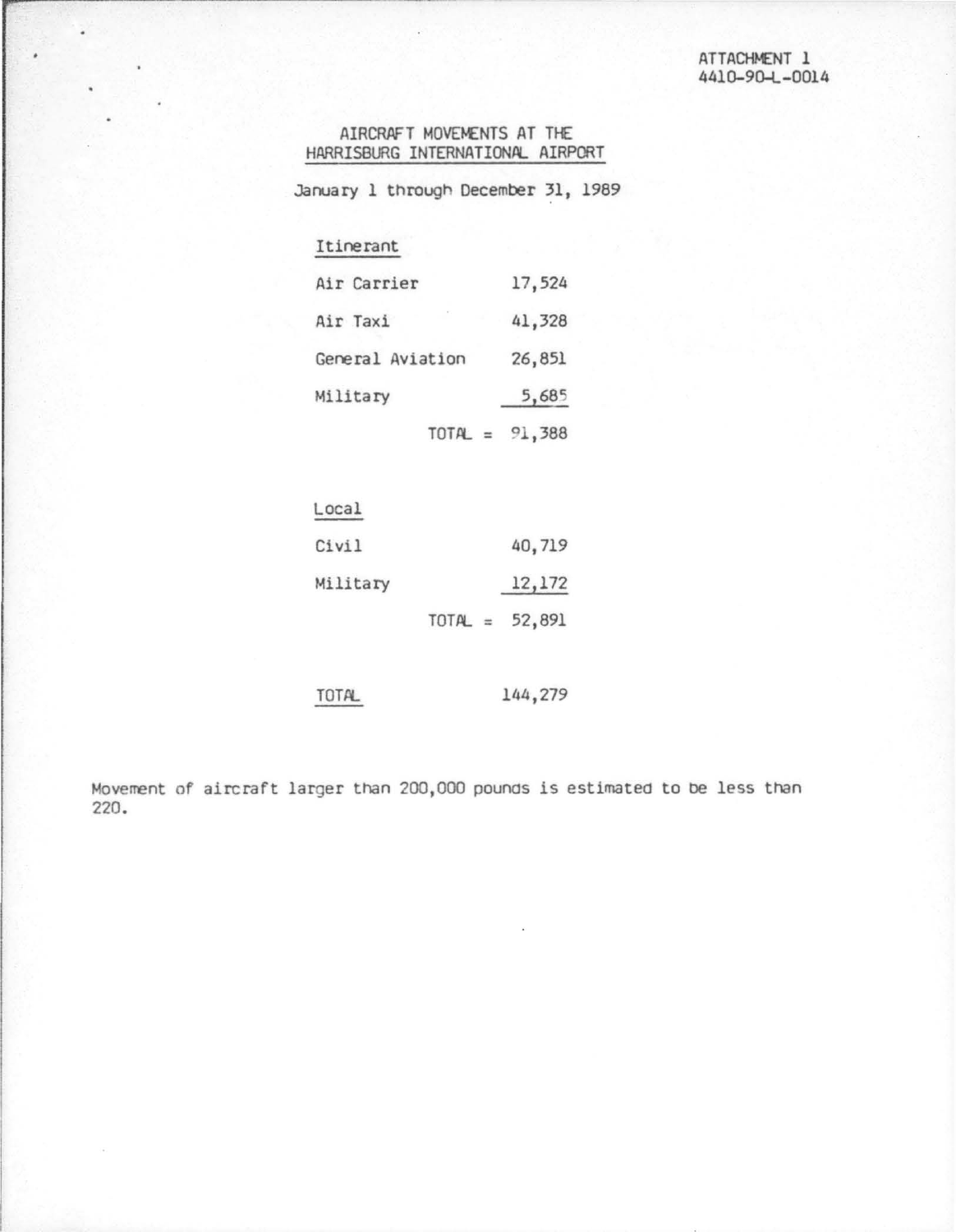ATTACHMENT 1
4410-90-L-0014

# AIRCRAFT MOVEMENTS AT THE HARRISBURG INTERNATIONAL AIRPORT

January 1 through December 31, 1989

| Itinerant | |
|---|---|
| Air Carrier | 17,524 |
| Air Taxi | 41,328 |
| General Aviation | 26,851 |
| Military | 5,685 |
| TOTAL = | 91,388 |

| Local | |
|---|---|
| Civil | 40,719 |
| Military | 12,172 |
| TOTAL = | 52,891 |

| TOTAL | 144,279 |
|---|---|

Movement of aircraft larger than 200,000 pounds is estimated to be less than 220.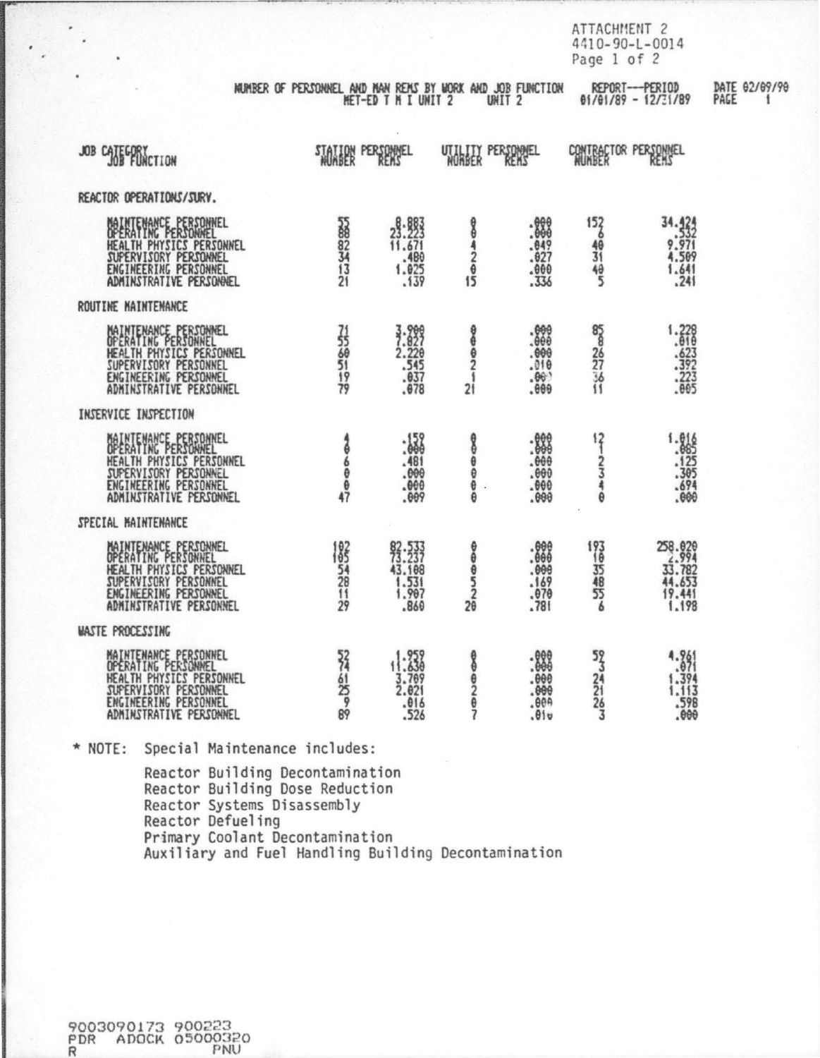ATTACHMENT 2
4410-90-L-0014
Page 1 of 2

NUMBER OF PERSONNEL AND MAN REMS BY WORK AND JOB FUNCTION
MET-ED T M I UNIT 2 UNIT 2

REPORT---PERIOD 01/01/89 - 12/31/89

DATE 02/09/90
PAGE 1

| JOB CATEGORY / JOB FUNCTION | STATION PERSONNEL NUMBER | STATION PERSONNEL REMS | UTILITY PERSONNEL NUMBER | UTILITY PERSONNEL REMS | CONTRACTOR PERSONNEL NUMBER | CONTRACTOR PERSONNEL REMS |
|---|---|---|---|---|---|---|
| **REACTOR OPERATIONS/SURV.** | | | | | | |
| MAINTENANCE PERSONNEL | 55 | 8.883 | 0 | .000 | 152 | 34.424 |
| OPERATING PERSONNEL | 88 | 23.223 | 0 | .000 | 6 | .532 |
| HEALTH PHYSICS PERSONNEL | 82 | 11.671 | 4 | .049 | 40 | 9.971 |
| SUPERVISORY PERSONNEL | 34 | .480 | 2 | .027 | 31 | 4.509 |
| ENGINEERING PERSONNEL | 13 | 1.025 | 0 | .000 | 40 | 1.641 |
| ADMINISTRATIVE PERSONNEL | 21 | .139 | 15 | .336 | 5 | .241 |
| **ROUTINE MAINTENANCE** | | | | | | |
| MAINTENANCE PERSONNEL | 71 | 3.900 | 0 | .000 | 85 | 1.228 |
| OPERATING PERSONNEL | 55 | 7.827 | 0 | .000 | 8 | .010 |
| HEALTH PHYSICS PERSONNEL | 60 | 2.220 | 0 | .000 | 26 | .623 |
| SUPERVISORY PERSONNEL | 51 | .545 | 2 | .010 | 27 | .392 |
| ENGINEERING PERSONNEL | 19 | .037 | 1 | .00? | 36 | .223 |
| ADMINISTRATIVE PERSONNEL | 79 | .078 | 21 | .000 | 11 | .005 |
| **INSERVICE INSPECTION** | | | | | | |
| MAINTENANCE PERSONNEL | 4 | .159 | 0 | .000 | 12 | 1.016 |
| OPERATING PERSONNEL | 0 | .000 | 0 | .000 | 1 | .065 |
| HEALTH PHYSICS PERSONNEL | 6 | .481 | 0 | .000 | 2 | .125 |
| SUPERVISORY PERSONNEL | 0 | .000 | 0 | .000 | 3 | .305 |
| ENGINEERING PERSONNEL | 0 | .000 | 0 | .000 | 4 | .694 |
| ADMINISTRATIVE PERSONNEL | 47 | .009 | 0 | .000 | 0 | .000 |
| **SPECIAL MAINTENANCE** | | | | | | |
| MAINTENANCE PERSONNEL | 102 | 82.533 | 0 | .000 | 193 | 258.020 |
| OPERATING PERSONNEL | 105 | 73.237 | 0 | .000 | 10 | 2.994 |
| HEALTH PHYSICS PERSONNEL | 54 | 43.108 | 0 | .000 | 35 | 33.782 |
| SUPERVISORY PERSONNEL | 28 | 1.531 | 5 | .169 | 48 | 44.653 |
| ENGINEERING PERSONNEL | 11 | 1.907 | 2 | .070 | 55 | 19.441 |
| ADMINISTRATIVE PERSONNEL | 29 | .860 | 20 | .781 | 6 | 1.198 |
| **WASTE PROCESSING** | | | | | | |
| MAINTENANCE PERSONNEL | 52 | 1.959 | 0 | .000 | 59 | 4.961 |
| OPERATING PERSONNEL | 74 | 11.630 | 0 | .000 | 3 | .071 |
| HEALTH PHYSICS PERSONNEL | 61 | 3.709 | 0 | .000 | 24 | 1.394 |
| SUPERVISORY PERSONNEL | 25 | 2.021 | 2 | .000 | 21 | 1.113 |
| ENGINEERING PERSONNEL | 9 | .016 | 0 | .000 | 26 | .598 |
| ADMINISTRATIVE PERSONNEL | 89 | .526 | 7 | .010 | 3 | .000 |

\* NOTE: Special Maintenance includes:

Reactor Building Decontamination
Reactor Building Dose Reduction
Reactor Systems Disassembly
Reactor Defueling
Primary Coolant Decontamination
Auxiliary and Fuel Handling Building Decontamination

9003090173 900223
PDR ADOCK 05000320
R PNU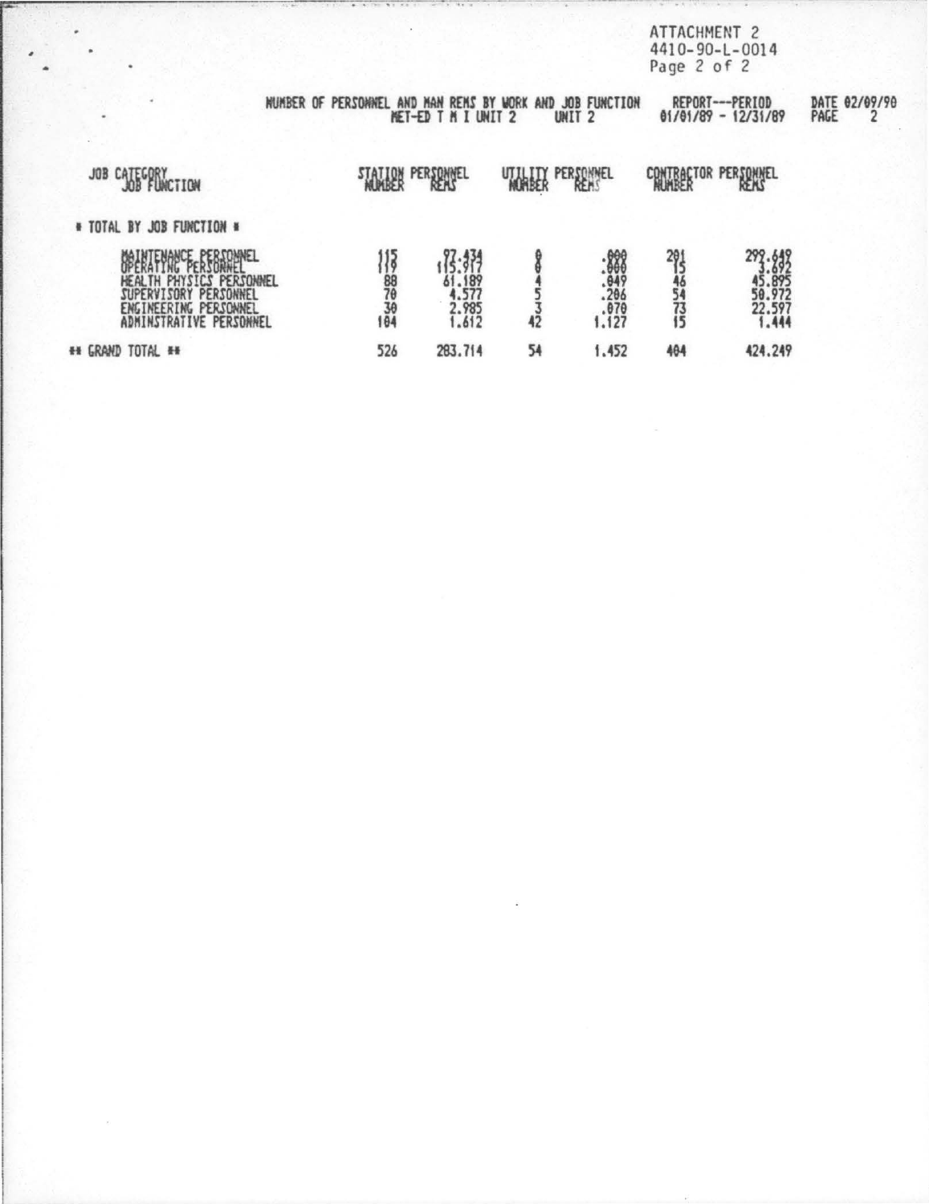ATTACHMENT 2
4410-90-L-0014

NUMBER OF PERSONNEL AND MAN REMS BY WORK AND JOB FUNCTION
MET-ED T M I UNIT 2 UNIT 2

REPORT---PERIOD 01/01/89 - 12/31/89

DATE 02/09/90

| JOB CATEGORY / JOB FUNCTION | STATION PERSONNEL NUMBER | STATION PERSONNEL REMS | UTILITY PERSONNEL NUMBER | UTILITY PERSONNEL REMS | CONTRACTOR PERSONNEL NUMBER | CONTRACTOR PERSONNEL REMS |
|---|---|---|---|---|---|---|
| * TOTAL BY JOB FUNCTION * | | | | | | |
| MAINTENANCE PERSONNEL | 115 | 97.434 | 0 | .000 | 201 | 299.649 |
| OPERATING PERSONNEL | 119 | 115.917 | 0 | .000 | 15 | 3.692 |
| HEALTH PHYSICS PERSONNEL | 88 | 61.189 | 4 | .049 | 46 | 45.895 |
| SUPERVISORY PERSONNEL | 70 | 4.577 | 5 | .206 | 54 | 50.972 |
| ENGINEERING PERSONNEL | 30 | 2.985 | 3 | .070 | 73 | 22.597 |
| ADMINSTRATIVE PERSONNEL | 104 | 1.612 | 42 | 1.127 | 15 | 1.444 |
| ** GRAND TOTAL ** | 526 | 283.714 | 54 | 1.452 | 404 | 424.249 |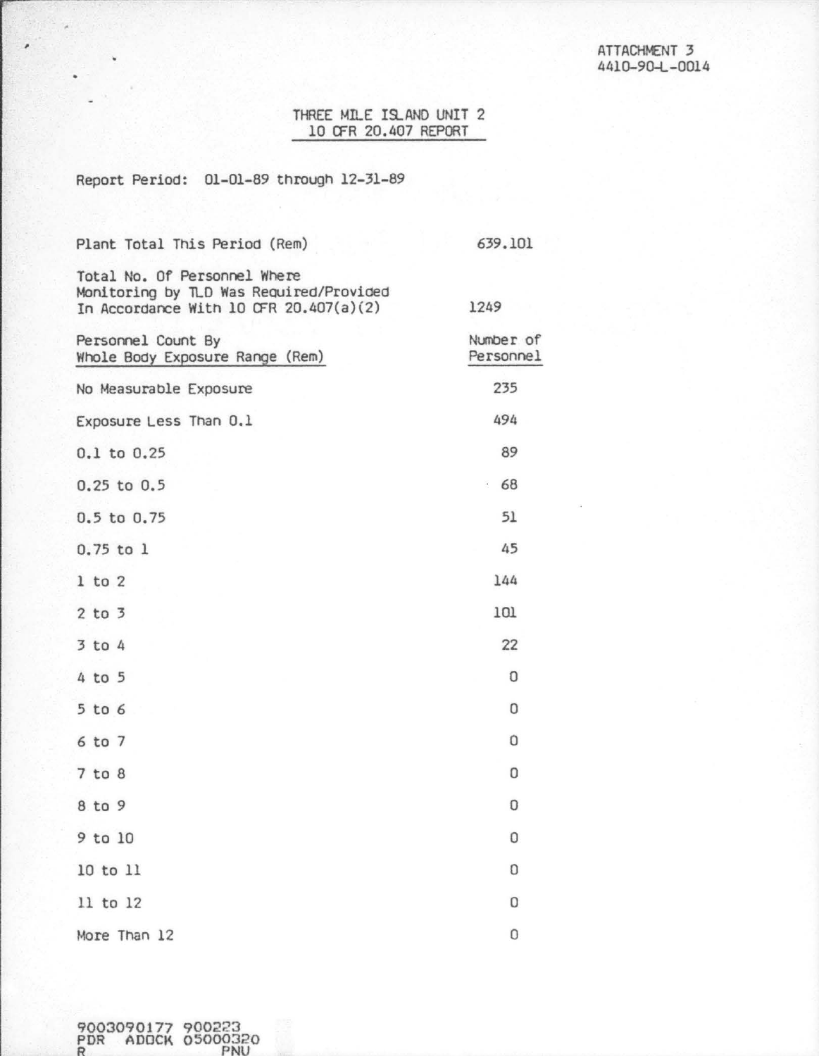ATTACHMENT 3
4410-90-L-0014

## THREE MILE ISLAND UNIT 2
## 10 CFR 20.407 REPORT

Report Period: 01-01-89 through 12-31-89

| | |
|---|---|
| Plant Total This Period (Rem) | 639.101 |
| Total No. Of Personnel Where Monitoring by TLD Was Required/Provided In Accordance With 10 CFR 20.407(a)(2) | 1249 |

| Personnel Count By Whole Body Exposure Range (Rem) | Number of Personnel |
|---|---|
| No Measurable Exposure | 235 |
| Exposure Less Than 0.1 | 494 |
| 0.1 to 0.25 | 89 |
| 0.25 to 0.5 | 68 |
| 0.5 to 0.75 | 51 |
| 0.75 to 1 | 45 |
| 1 to 2 | 144 |
| 2 to 3 | 101 |
| 3 to 4 | 22 |
| 4 to 5 | 0 |
| 5 to 6 | 0 |
| 6 to 7 | 0 |
| 7 to 8 | 0 |
| 8 to 9 | 0 |
| 9 to 10 | 0 |
| 10 to 11 | 0 |
| 11 to 12 | 0 |
| More Than 12 | 0 |

9003090177 900223
PDR ADOCK 05000320
R PNU